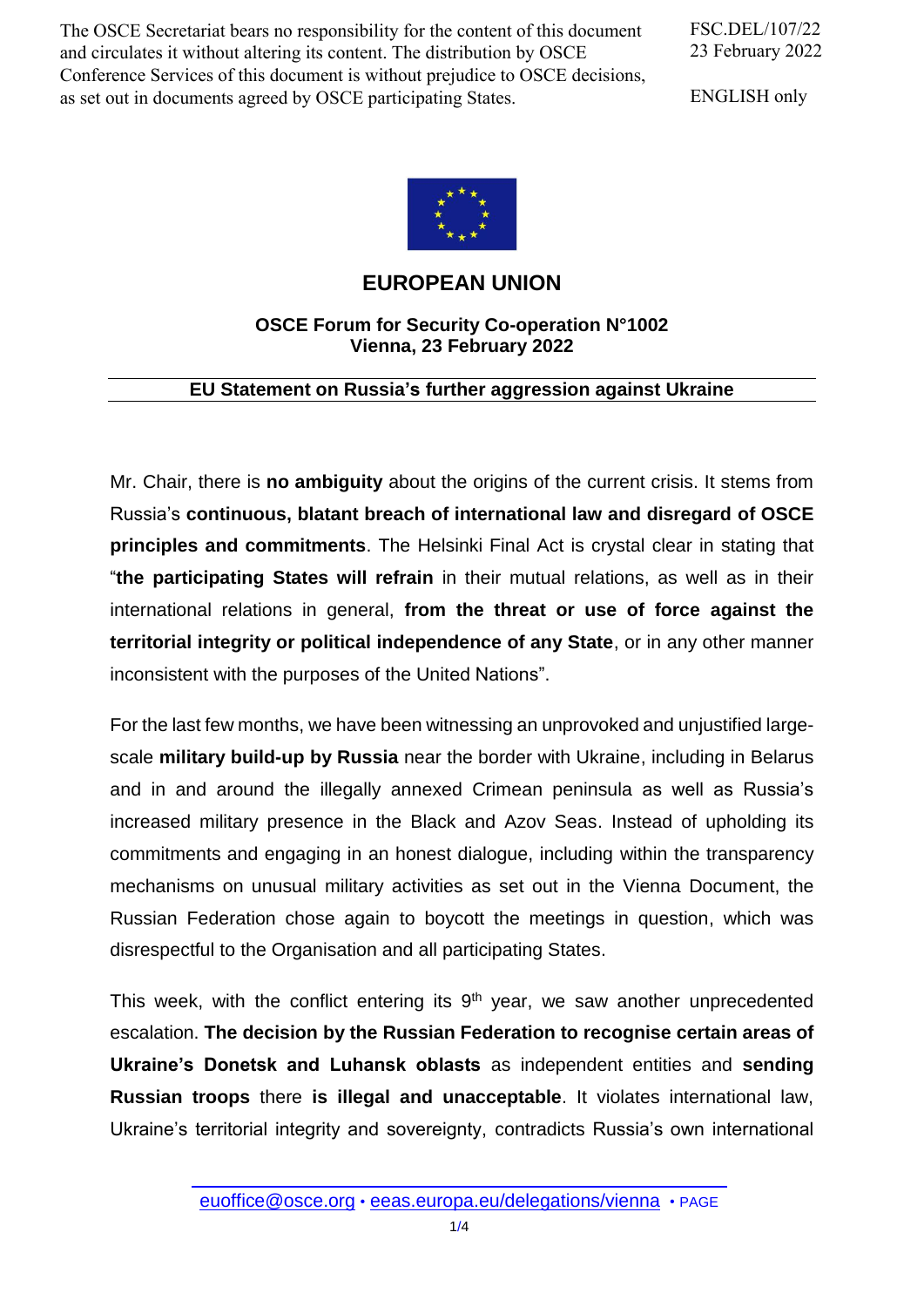The OSCE Secretariat bears no responsibility for the content of this document and circulates it without altering its content. The distribution by OSCE Conference Services of this document is without prejudice to OSCE decisions, as set out in documents agreed by OSCE participating States.

FSC.DEL/107/22
23 February 2022

ENGLISH only

# EUROPEAN UNION

**OSCE Forum for Security Co-operation N°1002**
**Vienna, 23 February 2022**

## EU Statement on Russia's further aggression against Ukraine

Mr. Chair, there is **no ambiguity** about the origins of the current crisis. It stems from Russia's **continuous, blatant breach of international law and disregard of OSCE principles and commitments**. The Helsinki Final Act is crystal clear in stating that "**the participating States will refrain** in their mutual relations, as well as in their international relations in general, **from the threat or use of force against the territorial integrity or political independence of any State**, or in any other manner inconsistent with the purposes of the United Nations".

For the last few months, we have been witnessing an unprovoked and unjustified large-scale **military build-up by Russia** near the border with Ukraine, including in Belarus and in and around the illegally annexed Crimean peninsula as well as Russia's increased military presence in the Black and Azov Seas. Instead of upholding its commitments and engaging in an honest dialogue, including within the transparency mechanisms on unusual military activities as set out in the Vienna Document, the Russian Federation chose again to boycott the meetings in question, which was disrespectful to the Organisation and all participating States.

This week, with the conflict entering its 9th year, we saw another unprecedented escalation. **The decision by the Russian Federation to recognise certain areas of Ukraine's Donetsk and Luhansk oblasts** as independent entities and **sending Russian troops** there **is illegal and unacceptable**. It violates international law, Ukraine's territorial integrity and sovereignty, contradicts Russia's own international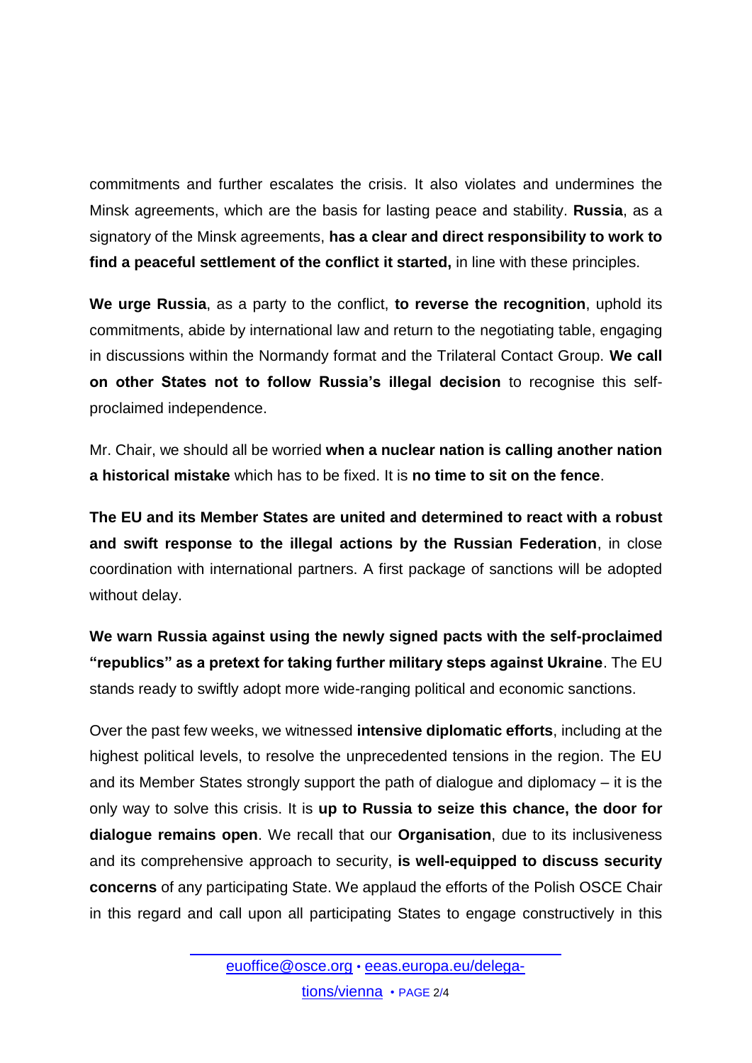commitments and further escalates the crisis. It also violates and undermines the Minsk agreements, which are the basis for lasting peace and stability. **Russia**, as a signatory of the Minsk agreements, **has a clear and direct responsibility to work to find a peaceful settlement of the conflict it started,** in line with these principles.

**We urge Russia**, as a party to the conflict, **to reverse the recognition**, uphold its commitments, abide by international law and return to the negotiating table, engaging in discussions within the Normandy format and the Trilateral Contact Group. **We call on other States not to follow Russia's illegal decision** to recognise this self-proclaimed independence.

Mr. Chair, we should all be worried **when a nuclear nation is calling another nation a historical mistake** which has to be fixed. It is **no time to sit on the fence**.

**The EU and its Member States are united and determined to react with a robust and swift response to the illegal actions by the Russian Federation**, in close coordination with international partners. A first package of sanctions will be adopted without delay.

**We warn Russia against using the newly signed pacts with the self-proclaimed "republics" as a pretext for taking further military steps against Ukraine**. The EU stands ready to swiftly adopt more wide-ranging political and economic sanctions.

Over the past few weeks, we witnessed **intensive diplomatic efforts**, including at the highest political levels, to resolve the unprecedented tensions in the region. The EU and its Member States strongly support the path of dialogue and diplomacy – it is the only way to solve this crisis. It is **up to Russia to seize this chance, the door for dialogue remains open**. We recall that our **Organisation**, due to its inclusiveness and its comprehensive approach to security, **is well-equipped to discuss security concerns** of any participating State. We applaud the efforts of the Polish OSCE Chair in this regard and call upon all participating States to engage constructively in this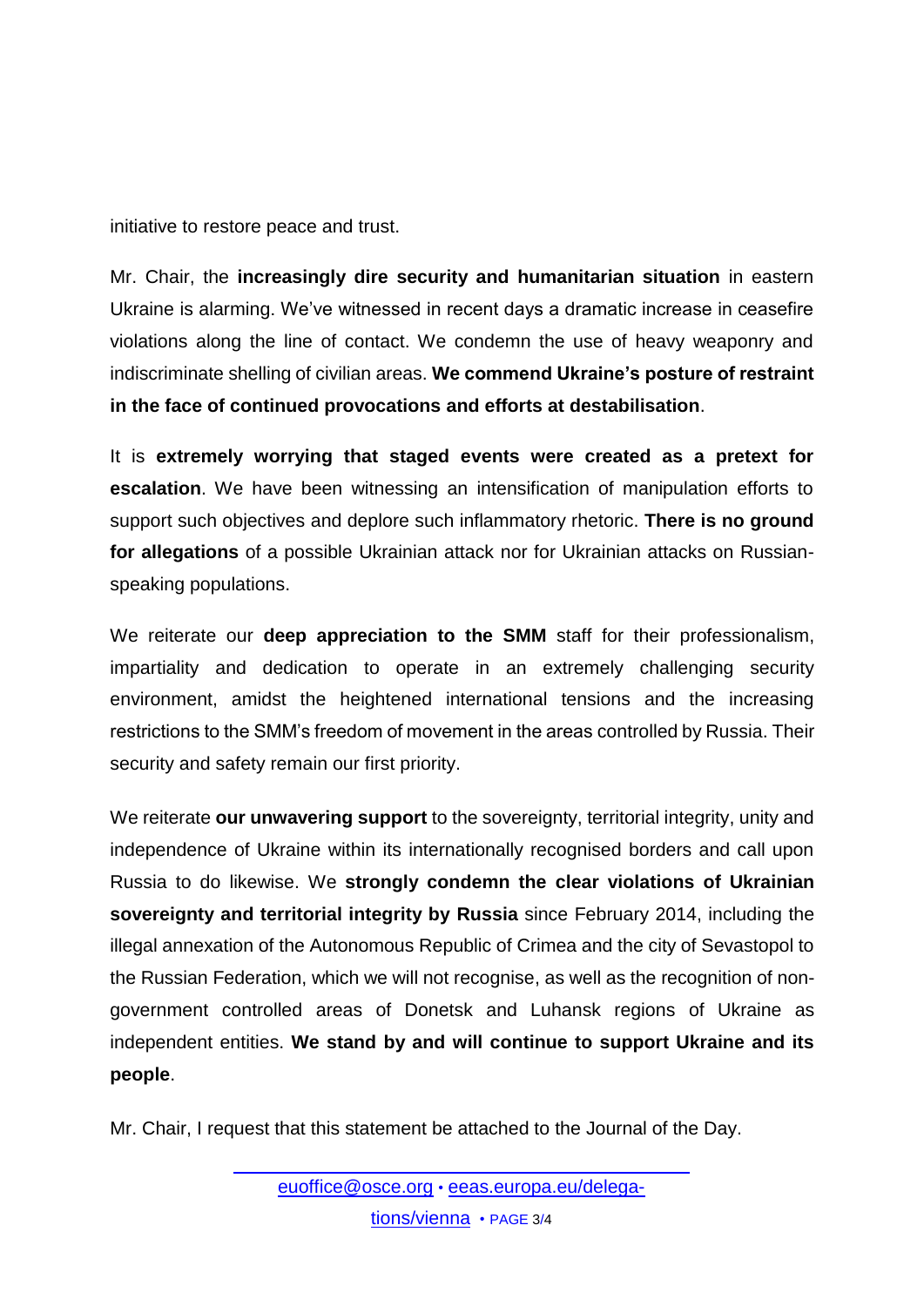initiative to restore peace and trust.

Mr. Chair, the **increasingly dire security and humanitarian situation** in eastern Ukraine is alarming. We've witnessed in recent days a dramatic increase in ceasefire violations along the line of contact. We condemn the use of heavy weaponry and indiscriminate shelling of civilian areas. **We commend Ukraine's posture of restraint in the face of continued provocations and efforts at destabilisation**.

It is **extremely worrying that staged events were created as a pretext for escalation**. We have been witnessing an intensification of manipulation efforts to support such objectives and deplore such inflammatory rhetoric. **There is no ground for allegations** of a possible Ukrainian attack nor for Ukrainian attacks on Russian-speaking populations.

We reiterate our **deep appreciation to the SMM** staff for their professionalism, impartiality and dedication to operate in an extremely challenging security environment, amidst the heightened international tensions and the increasing restrictions to the SMM's freedom of movement in the areas controlled by Russia. Their security and safety remain our first priority.

We reiterate **our unwavering support** to the sovereignty, territorial integrity, unity and independence of Ukraine within its internationally recognised borders and call upon Russia to do likewise. We **strongly condemn the clear violations of Ukrainian sovereignty and territorial integrity by Russia** since February 2014, including the illegal annexation of the Autonomous Republic of Crimea and the city of Sevastopol to the Russian Federation, which we will not recognise, as well as the recognition of non-government controlled areas of Donetsk and Luhansk regions of Ukraine as independent entities. **We stand by and will continue to support Ukraine and its people**.

Mr. Chair, I request that this statement be attached to the Journal of the Day.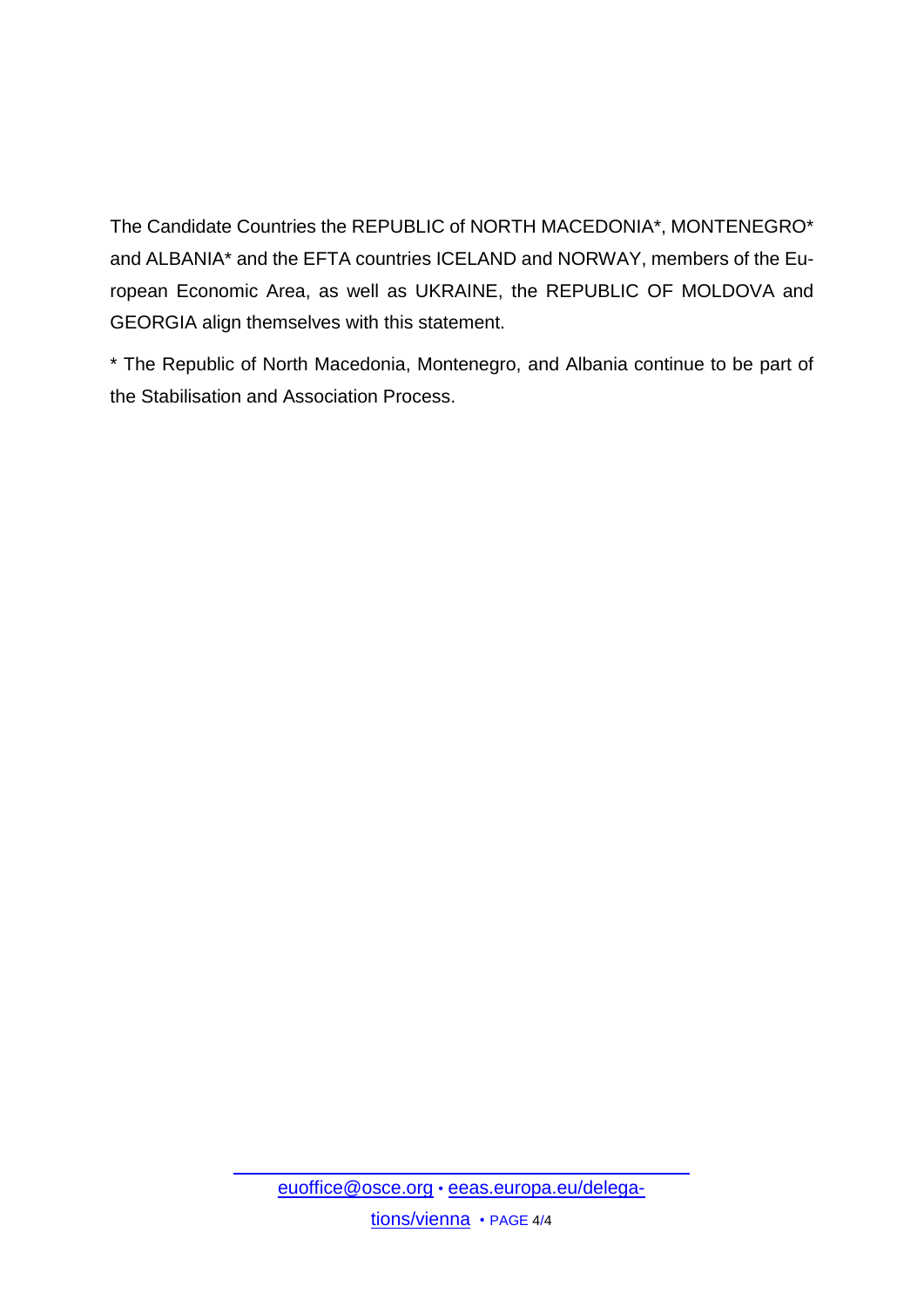The Candidate Countries the REPUBLIC of NORTH MACEDONIA*, MONTENEGRO* and ALBANIA* and the EFTA countries ICELAND and NORWAY, members of the European Economic Area, as well as UKRAINE, the REPUBLIC OF MOLDOVA and GEORGIA align themselves with this statement.

* The Republic of North Macedonia, Montenegro, and Albania continue to be part of the Stabilisation and Association Process.